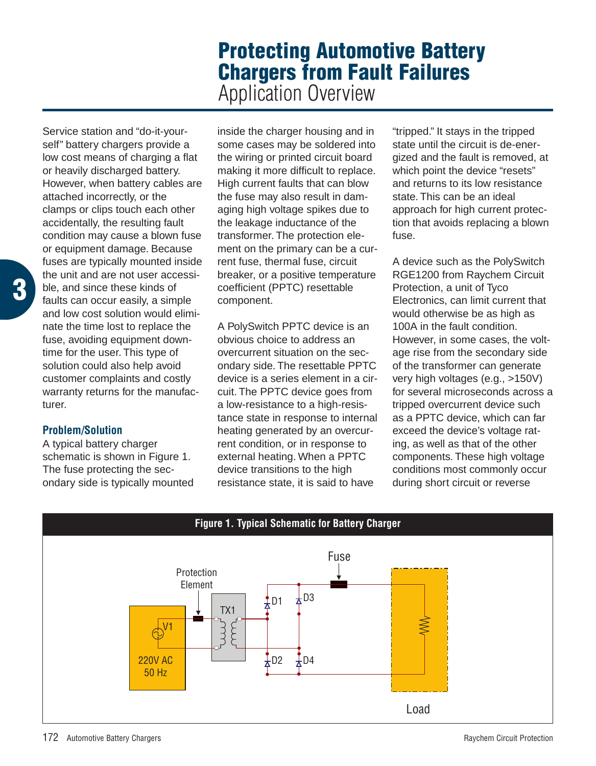# Protecting Automotive Battery Chargers from Fault Failures

Application Overview

Service station and "do-it-yourself" battery chargers provide a low cost means of charging a flat or heavily discharged battery. However, when battery cables are attached incorrectly, or the clamps or clips touch each other accidentally, the resulting fault condition may cause a blown fuse or equipment damage. Because fuses are typically mounted inside the unit and are not user accessible, and since these kinds of faults can occur easily, a simple and low cost solution would eliminate the time lost to replace the fuse, avoiding equipment downtime for the user. This type of solution could also help avoid customer complaints and costly warranty returns for the manufacturer.

## Problem/Solution

A typical battery charger schematic is shown in Figure 1. The fuse protecting the secondary side is typically mounted inside the charger housing and in some cases may be soldered into the wiring or printed circuit board making it more difficult to replace. High current faults that can blow the fuse may also result in damaging high voltage spikes due to the leakage inductance of the transformer. The protection element on the primary can be a current fuse, thermal fuse, circuit breaker, or a positive temperature coefficient (PPTC) resettable component.

A PolySwitch PPTC device is an obvious choice to address an overcurrent situation on the secondary side. The resettable PPTC device is a series element in a circuit. The PPTC device goes from a low-resistance to a high-resistance state in response to internal heating generated by an overcurrent condition, or in response to external heating. When a PPTC device transitions to the high resistance state, it is said to have "tripped." It stays in the tripped state until the circuit is de-energized and the fault is removed, at which point the device "resets" and returns to its low resistance state. This can be an ideal approach for high current protection that avoids replacing a blown fuse.

A device such as the PolySwitch RGE1200 from Raychem Circuit Protection, a unit of Tyco Electronics, can limit current that would otherwise be as high as 100A in the fault condition. However, in some cases, the voltage rise from the secondary side of the transformer can generate very high voltages (e.g., >150V) for several microseconds across a tripped overcurrent device such as a PPTC device, which can far exceed the device's voltage rating, as well as that of the other components. These high voltage conditions most commonly occur during short circuit or reverse

**Figure 1. Typical Schematic for Battery Charger**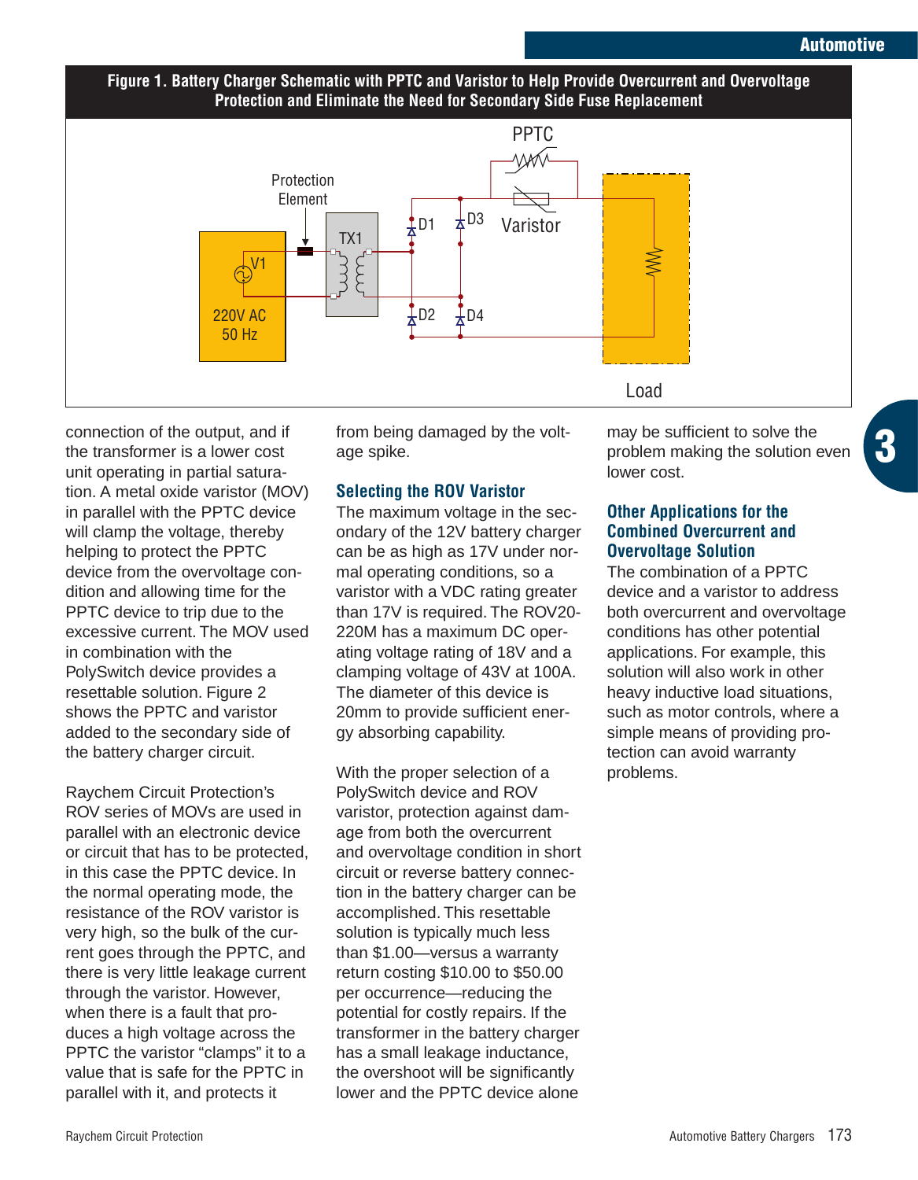**Figure 1. Battery Charger Schematic with PPTC and Varistor to Help Provide Overcurrent and Overvoltage Protection and Eliminate the Need for Secondary Side Fuse Replacement**

PPTC

Protection Element

D1

D3

Varistor

TX1

V1

220V AC 50 Hz

D2

D4

Load

connection of the output, and if the transformer is a lower cost unit operating in partial saturation. A metal oxide varistor (MOV) in parallel with the PPTC device will clamp the voltage, thereby helping to protect the PPTC device from the overvoltage condition and allowing time for the PPTC device to trip due to the excessive current. The MOV used in combination with the PolySwitch device provides a resettable solution. Figure 2 shows the PPTC and varistor added to the secondary side of the battery charger circuit.

Raychem Circuit Protection's ROV series of MOVs are used in parallel with an electronic device or circuit that has to be protected, in this case the PPTC device. In the normal operating mode, the resistance of the ROV varistor is very high, so the bulk of the current goes through the PPTC, and there is very little leakage current through the varistor. However, when there is a fault that produces a high voltage across the PPTC the varistor "clamps" it to a value that is safe for the PPTC in parallel with it, and protects it from being damaged by the voltage spike.

### Selecting the ROV Varistor

The maximum voltage in the secondary of the 12V battery charger can be as high as 17V under normal operating conditions, so a varistor with a VDC rating greater than 17V is required. The ROV20-220M has a maximum DC operating voltage rating of 18V and a clamping voltage of 43V at 100A. The diameter of this device is 20mm to provide sufficient energy absorbing capability.

With the proper selection of a PolySwitch device and ROV varistor, protection against damage from both the overcurrent and overvoltage condition in short circuit or reverse battery connection in the battery charger can be accomplished. This resettable solution is typically much less than $1.00—versus a warranty return costing $10.00 to $50.00 per occurrence—reducing the potential for costly repairs. If the transformer in the battery charger has a small leakage inductance, the overshoot will be significantly lower and the PPTC device alone may be sufficient to solve the problem making the solution even lower cost.

### Other Applications for the Combined Overcurrent and Overvoltage Solution

The combination of a PPTC device and a varistor to address both overcurrent and overvoltage conditions has other potential applications. For example, this solution will also work in other heavy inductive load situations, such as motor controls, where a simple means of providing protection can avoid warranty problems.